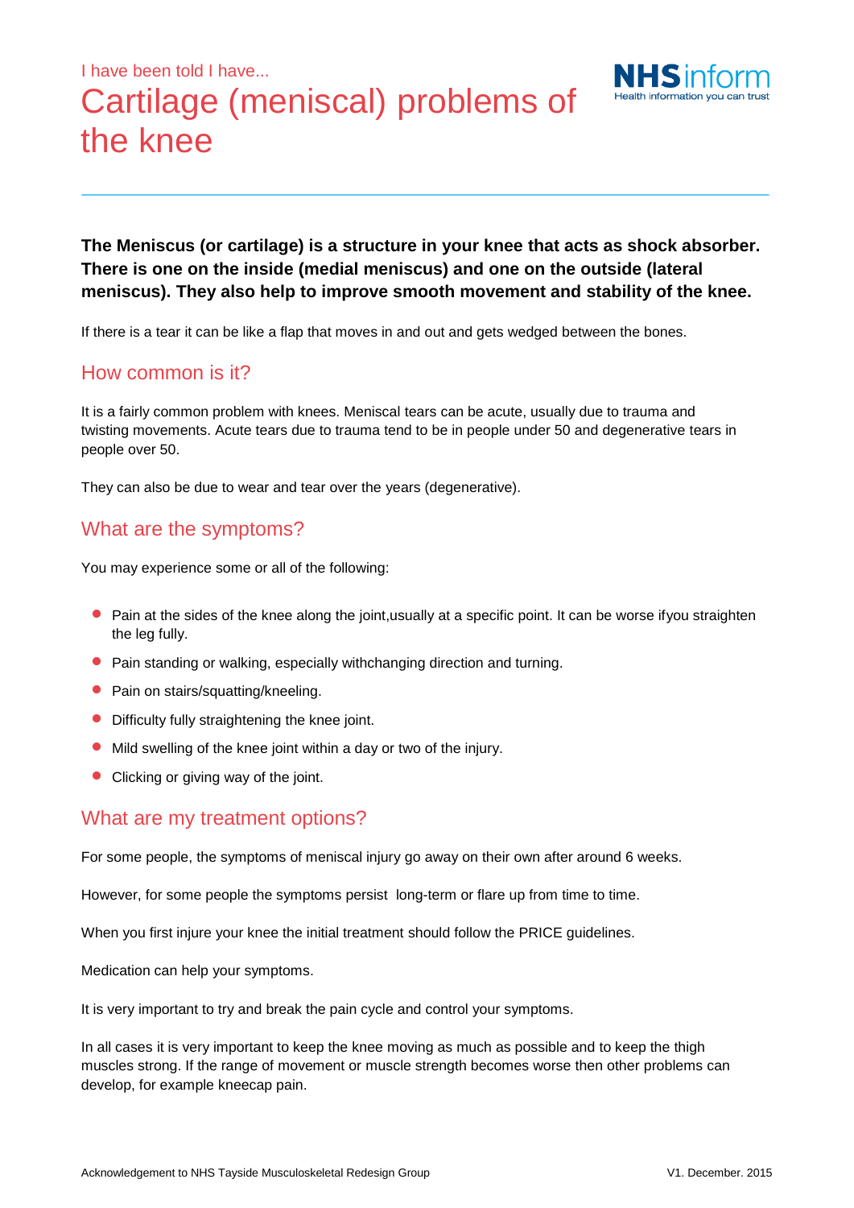I have been told I have...

# Cartilage (meniscal) problems of the knee

**The Meniscus (or cartilage) is a structure in your knee that acts as shock absorber. There is one on the inside (medial meniscus) and one on the outside (lateral meniscus). They also help to improve smooth movement and stability of the knee.**

If there is a tear it can be like a flap that moves in and out and gets wedged between the bones.

## How common is it?

It is a fairly common problem with knees. Meniscal tears can be acute, usually due to trauma and twisting movements. Acute tears due to trauma tend to be in people under 50 and degenerative tears in people over 50.

They can also be due to wear and tear over the years (degenerative).

## What are the symptoms?

You may experience some or all of the following:

- Pain at the sides of the knee along the joint,usually at a specific point. It can be worse ifyou straighten the leg fully.
- Pain standing or walking, especially withchanging direction and turning.
- Pain on stairs/squatting/kneeling.
- Difficulty fully straightening the knee joint.
- Mild swelling of the knee joint within a day or two of the injury.
- Clicking or giving way of the joint.

## What are my treatment options?

For some people, the symptoms of meniscal injury go away on their own after around 6 weeks.

However, for some people the symptoms persist long-term or flare up from time to time.

When you first injure your knee the initial treatment should follow the PRICE guidelines.

Medication can help your symptoms.

It is very important to try and break the pain cycle and control your symptoms.

In all cases it is very important to keep the knee moving as much as possible and to keep the thigh muscles strong. If the range of movement or muscle strength becomes worse then other problems can develop, for example kneecap pain.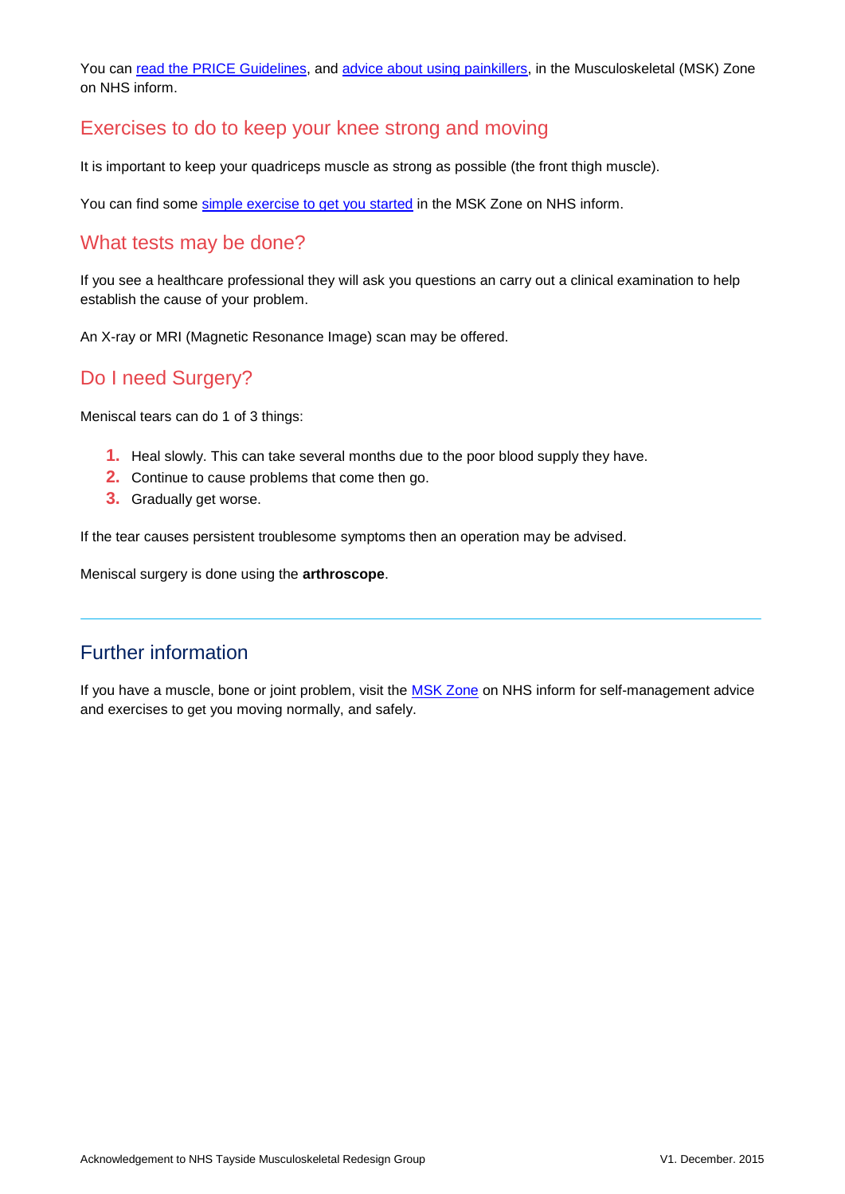You can read the PRICE Guidelines, and advice about using painkillers, in the Musculoskeletal (MSK) Zone on NHS inform.

## Exercises to do to keep your knee strong and moving

It is important to keep your quadriceps muscle as strong as possible (the front thigh muscle).

You can find some simple exercise to get you started in the MSK Zone on NHS inform.

## What tests may be done?

If you see a healthcare professional they will ask you questions an carry out a clinical examination to help establish the cause of your problem.

An X-ray or MRI (Magnetic Resonance Image) scan may be offered.

## Do I need Surgery?

Meniscal tears can do 1 of 3 things:

1. Heal slowly. This can take several months due to the poor blood supply they have.
2. Continue to cause problems that come then go.
3. Gradually get worse.

If the tear causes persistent troublesome symptoms then an operation may be advised.

Meniscal surgery is done using the **arthroscope**.

---

## Further information

If you have a muscle, bone or joint problem, visit the MSK Zone on NHS inform for self-management advice and exercises to get you moving normally, and safely.

Acknowledgement to NHS Tayside Musculoskeletal Redesign Group V1. December. 2015